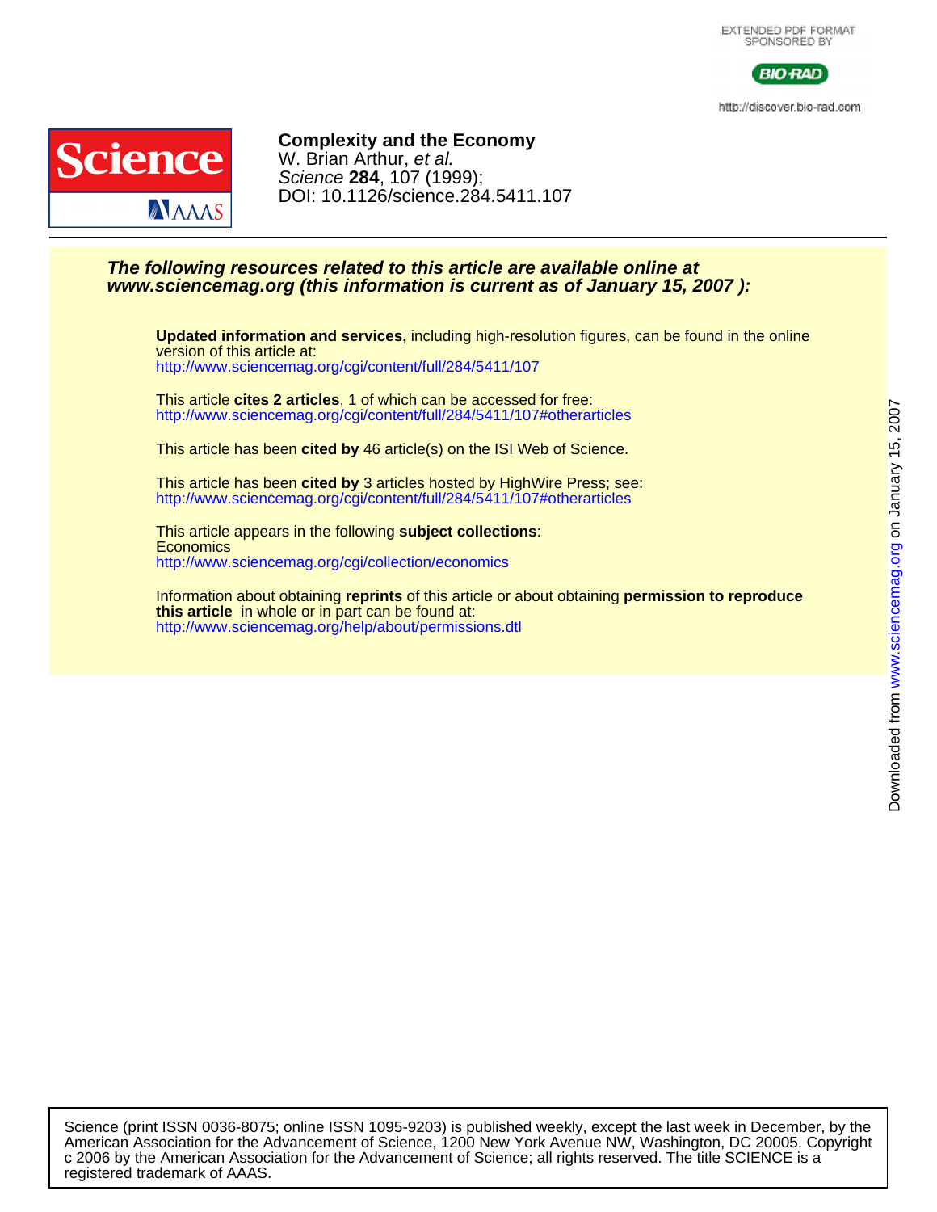EXTENDED PDF FORMAT
SPONSORED BY

BIO-RAD

http://discover.bio-rad.com

**Complexity and the Economy**
W. Brian Arthur, *et al.*
*Science* **284**, 107 (1999);
DOI: 10.1126/science.284.5411.107

***The following resources related to this article are available online at www.sciencemag.org (this information is current as of January 15, 2007 ):***

**Updated information and services,** including high-resolution figures, can be found in the online version of this article at:
http://www.sciencemag.org/cgi/content/full/284/5411/107

This article **cites 2 articles**, 1 of which can be accessed for free:
http://www.sciencemag.org/cgi/content/full/284/5411/107#otherarticles

This article has been **cited by** 46 article(s) on the ISI Web of Science.

This article has been **cited by** 3 articles hosted by HighWire Press; see:
http://www.sciencemag.org/cgi/content/full/284/5411/107#otherarticles

This article appears in the following **subject collections**:
Economics
http://www.sciencemag.org/cgi/collection/economics

Information about obtaining **reprints** of this article or about obtaining **permission to reproduce this article** in whole or in part can be found at:
http://www.sciencemag.org/help/about/permissions.dtl

Downloaded from www.sciencemag.org on January 15, 2007

Science (print ISSN 0036-8075; online ISSN 1095-9203) is published weekly, except the last week in December, by the American Association for the Advancement of Science, 1200 New York Avenue NW, Washington, DC 20005. Copyright c 2006 by the American Association for the Advancement of Science; all rights reserved. The title SCIENCE is a registered trademark of AAAS.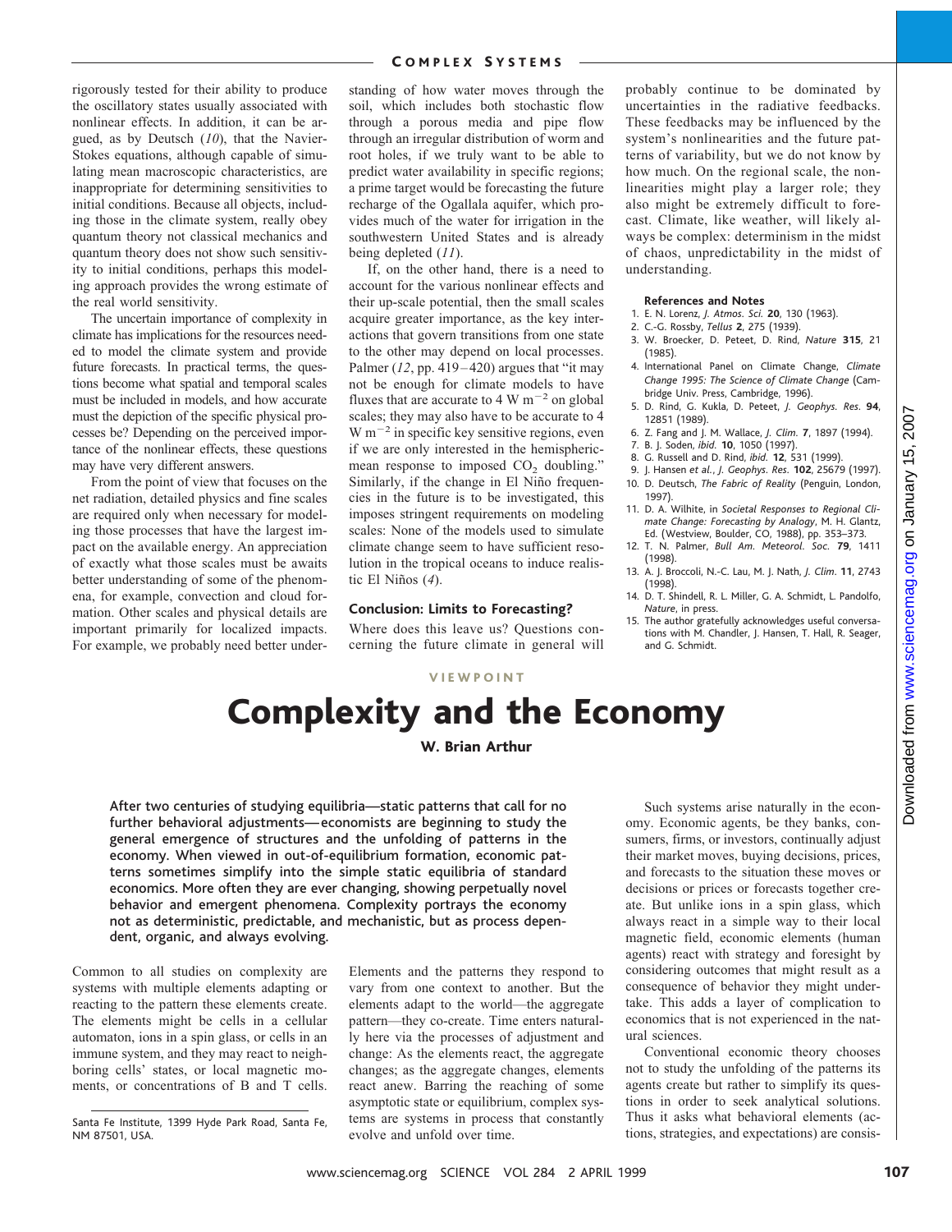rigorously tested for their ability to produce the oscillatory states usually associated with nonlinear effects. In addition, it can be argued, as by Deutsch (*10*), that the Navier-Stokes equations, although capable of simulating mean macroscopic characteristics, are inappropriate for determining sensitivities to initial conditions. Because all objects, including those in the climate system, really obey quantum theory not classical mechanics and quantum theory does not show such sensitivity to initial conditions, perhaps this modeling approach provides the wrong estimate of the real world sensitivity.

The uncertain importance of complexity in climate has implications for the resources needed to model the climate system and provide future forecasts. In practical terms, the questions become what spatial and temporal scales must be included in models, and how accurate must the depiction of the specific physical processes be? Depending on the perceived importance of the nonlinear effects, these questions may have very different answers.

From the point of view that focuses on the net radiation, detailed physics and fine scales are required only when necessary for modeling those processes that have the largest impact on the available energy. An appreciation of exactly what those scales must be awaits better understanding of some of the phenomena, for example, convection and cloud formation. Other scales and physical details are important primarily for localized impacts. For example, we probably need better understanding of how water moves through the soil, which includes both stochastic flow through a porous media and pipe flow through an irregular distribution of worm and root holes, if we truly want to be able to predict water availability in specific regions; a prime target would be forecasting the future recharge of the Ogallala aquifer, which provides much of the water for irrigation in the southwestern United States and is already being depleted (*11*).

If, on the other hand, there is a need to account for the various nonlinear effects and their up-scale potential, then the small scales acquire greater importance, as the key interactions that govern transitions from one state to the other may depend on local processes. Palmer (*12*, pp. 419–420) argues that "it may not be enough for climate models to have fluxes that are accurate to 4 W $m^{-2}$ on global scales; they may also have to be accurate to 4 W $m^{-2}$ in specific key sensitive regions, even if we are only interested in the hemispheric-mean response to imposed $CO_2$ doubling." Similarly, if the change in El Niño frequencies in the future is to be investigated, this imposes stringent requirements on modeling scales: None of the models used to simulate climate change seem to have sufficient resolution in the tropical oceans to induce realistic El Niños (*4*).

### Conclusion: Limits to Forecasting?

Where does this leave us? Questions concerning the future climate in general will probably continue to be dominated by uncertainties in the radiative feedbacks. These feedbacks may be influenced by the system's nonlinearities and the future patterns of variability, but we do not know by how much. On the regional scale, the nonlinearities might play a larger role; they also might be extremely difficult to forecast. Climate, like weather, will likely always be complex: determinism in the midst of chaos, unpredictability in the midst of understanding.

#### References and Notes

1. E. N. Lorenz, *J. Atmos. Sci.* **20**, 130 (1963).
2. C.-G. Rossby, *Tellus* **2**, 275 (1939).
3. W. Broecker, D. Peteet, D. Rind, *Nature* **315**, 21 (1985).
4. International Panel on Climate Change, *Climate Change 1995: The Science of Climate Change* (Cambridge Univ. Press, Cambridge, 1996).
5. D. Rind, G. Kukla, D. Peteet, *J. Geophys. Res.* **94**, 12851 (1989).
6. Z. Fang and J. M. Wallace, *J. Clim.* **7**, 1897 (1994).
7. B. J. Soden, *ibid.* **10**, 1050 (1997).
8. G. Russell and D. Rind, *ibid.* **12**, 531 (1999).
9. J. Hansen *et al.*, *J. Geophys. Res.* **102**, 25679 (1997).
10. D. Deutsch, *The Fabric of Reality* (Penguin, London, 1997).
11. D. A. Wilhite, in *Societal Responses to Regional Climate Change: Forecasting by Analogy*, M. H. Glantz, Ed. (Westview, Boulder, CO, 1988), pp. 353–373.
12. T. N. Palmer, *Bull Am. Meteorol. Soc.* **79**, 1411 (1998).
13. A. J. Broccoli, N.-C. Lau, M. J. Nath, *J. Clim.* **11**, 2743 (1998).
14. D. T. Shindell, R. L. Miller, G. A. Schmidt, L. Pandolfo, *Nature*, in press.
15. The author gratefully acknowledges useful conversations with M. Chandler, J. Hansen, T. Hall, R. Seager, and G. Schmidt.

VIEWPOINT

# Complexity and the Economy

**W. Brian Arthur**

Santa Fe Institute, 1399 Hyde Park Road, Santa Fe, NM 87501, USA.

**After two centuries of studying equilibria—static patterns that call for no further behavioral adjustments—economists are beginning to study the general emergence of structures and the unfolding of patterns in the economy. When viewed in out-of-equilibrium formation, economic patterns sometimes simplify into the simple static equilibria of standard economics. More often they are ever changing, showing perpetually novel behavior and emergent phenomena. Complexity portrays the economy not as deterministic, predictable, and mechanistic, but as process dependent, organic, and always evolving.**

Common to all studies on complexity are systems with multiple elements adapting or reacting to the pattern these elements create. The elements might be cells in a cellular automaton, ions in a spin glass, or cells in an immune system, and they may react to neighboring cells' states, or local magnetic moments, or concentrations of B and T cells. Elements and the patterns they respond to vary from one context to another. But the elements adapt to the world—the aggregate pattern—they co-create. Time enters naturally here via the processes of adjustment and change: As the elements react, the aggregate changes; as the aggregate changes, elements react anew. Barring the reaching of some asymptotic state or equilibrium, complex systems are systems in process that constantly evolve and unfold over time.

Such systems arise naturally in the economy. Economic agents, be they banks, consumers, firms, or investors, continually adjust their market moves, buying decisions, prices, and forecasts to the situation these moves or decisions or prices or forecasts together create. But unlike ions in a spin glass, which always react in a simple way to their local magnetic field, economic elements (human agents) react with strategy and foresight by considering outcomes that might result as a consequence of behavior they might undertake. This adds a layer of complication to economics that is not experienced in the natural sciences.

Conventional economic theory chooses not to study the unfolding of the patterns its agents create but rather to simplify its questions in order to seek analytical solutions. Thus it asks what behavioral elements (actions, strategies, and expectations) are consis-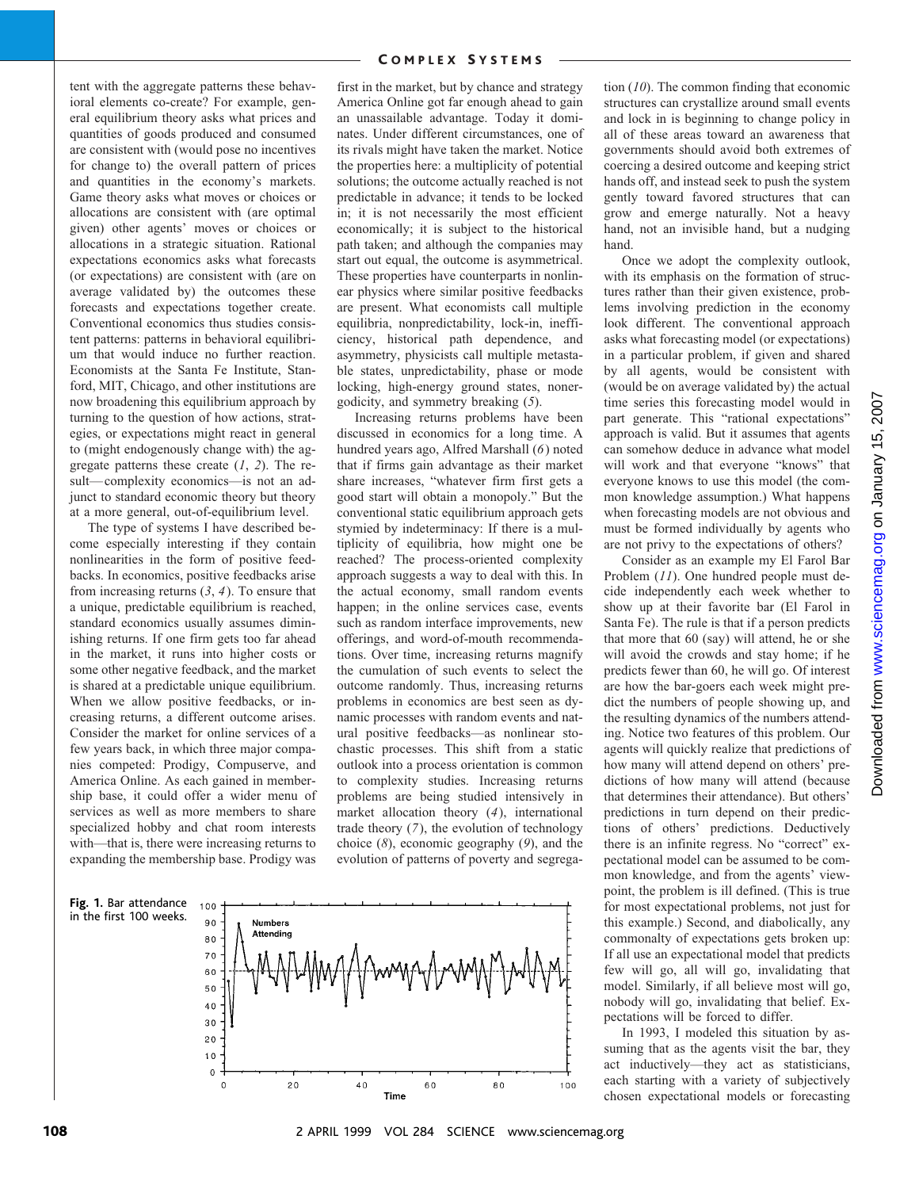tent with the aggregate patterns these behavioral elements co-create? For example, general equilibrium theory asks what prices and quantities of goods produced and consumed are consistent with (would pose no incentives for change to) the overall pattern of prices and quantities in the economy's markets. Game theory asks what moves or choices or allocations are consistent with (are optimal given) other agents' moves or choices or allocations in a strategic situation. Rational expectations economics asks what forecasts (or expectations) are consistent with (are on average validated by) the outcomes these forecasts and expectations together create. Conventional economics thus studies consistent patterns: patterns in behavioral equilibrium that would induce no further reaction. Economists at the Santa Fe Institute, Stanford, MIT, Chicago, and other institutions are now broadening this equilibrium approach by turning to the question of how actions, strategies, or expectations might react in general to (might endogenously change with) the aggregate patterns these create (*1*, *2*). The result—complexity economics—is not an adjunct to standard economic theory but theory at a more general, out-of-equilibrium level.

The type of systems I have described become especially interesting if they contain nonlinearities in the form of positive feedbacks. In economics, positive feedbacks arise from increasing returns (*3*, *4*). To ensure that a unique, predictable equilibrium is reached, standard economics usually assumes diminishing returns. If one firm gets too far ahead in the market, it runs into higher costs or some other negative feedback, and the market is shared at a predictable unique equilibrium. When we allow positive feedbacks, or increasing returns, a different outcome arises. Consider the market for online services of a few years back, in which three major companies competed: Prodigy, Compuserve, and America Online. As each gained in membership base, it could offer a wider menu of services as well as more members to share specialized hobby and chat room interests with—that is, there were increasing returns to expanding the membership base. Prodigy was first in the market, but by chance and strategy America Online got far enough ahead to gain an unassailable advantage. Today it dominates. Under different circumstances, one of its rivals might have taken the market. Notice the properties here: a multiplicity of potential solutions; the outcome actually reached is not predictable in advance; it tends to be locked in; it is not necessarily the most efficient economically; it is subject to the historical path taken; and although the companies may start out equal, the outcome is asymmetrical. These properties have counterparts in nonlinear physics where similar positive feedbacks are present. What economists call multiple equilibria, nonpredictability, lock-in, inefficiency, historical path dependence, and asymmetry, physicists call multiple metastable states, unpredictability, phase or mode locking, high-energy ground states, nonergodicity, and symmetry breaking (*5*).

Increasing returns problems have been discussed in economics for a long time. A hundred years ago, Alfred Marshall (*6*) noted that if firms gain advantage as their market share increases, "whatever firm first gets a good start will obtain a monopoly." But the conventional static equilibrium approach gets stymied by indeterminacy: If there is a multiplicity of equilibria, how might one be reached? The process-oriented complexity approach suggests a way to deal with this. In the actual economy, small random events happen; in the online services case, events such as random interface improvements, new offerings, and word-of-mouth recommendations. Over time, increasing returns magnify the cumulation of such events to select the outcome randomly. Thus, increasing returns problems in economics are best seen as dynamic processes with random events and natural positive feedbacks—as nonlinear stochastic processes. This shift from a static outlook into a process orientation is common to complexity studies. Increasing returns problems are being studied intensively in market allocation theory (*4*), international trade theory (*7*), the evolution of technology choice (*8*), economic geography (*9*), and the evolution of patterns of poverty and segregation (*10*). The common finding that economic structures can crystallize around small events and lock in is beginning to change policy in all of these areas toward an awareness that governments should avoid both extremes of coercing a desired outcome and keeping strict hands off, and instead seek to push the system gently toward favored structures that can grow and emerge naturally. Not a heavy hand, not an invisible hand, but a nudging hand.

Once we adopt the complexity outlook, with its emphasis on the formation of structures rather than their given existence, problems involving prediction in the economy look different. The conventional approach asks what forecasting model (or expectations) in a particular problem, if given and shared by all agents, would be consistent with (would be on average validated by) the actual time series this forecasting model would in part generate. This "rational expectations" approach is valid. But it assumes that agents can somehow deduce in advance what model will work and that everyone "knows" that everyone knows to use this model (the common knowledge assumption.) What happens when forecasting models are not obvious and must be formed individually by agents who are not privy to the expectations of others?

Consider as an example my El Farol Bar Problem (*11*). One hundred people must decide independently each week whether to show up at their favorite bar (El Farol in Santa Fe). The rule is that if a person predicts that more that 60 (say) will attend, he or she will avoid the crowds and stay home; if he predicts fewer than 60, he will go. Of interest are how the bar-goers each week might predict the numbers of people showing up, and the resulting dynamics of the numbers attending. Notice two features of this problem. Our agents will quickly realize that predictions of how many will attend depend on others' predictions of how many will attend (because that determines their attendance). But others' predictions in turn depend on their predictions of others' predictions. Deductively there is an infinite regress. No "correct" expectational model can be assumed to be common knowledge, and from the agents' viewpoint, the problem is ill defined. (This is true for most expectational problems, not just for this example.) Second, and diabolically, any commonalty of expectations gets broken up: If all use an expectational model that predicts few will go, all will go, invalidating that model. Similarly, if all believe most will go, nobody will go, invalidating that belief. Expectations will be forced to differ.

In 1993, I modeled this situation by assuming that as the agents visit the bar, they act inductively—they act as statisticians, each starting with a variety of subjectively chosen expectational models or forecasting

Numbers Attending

Time

0 20 40 60 80 100

0 10 20 30 40 50 60 70 80 90 100

**Fig. 1.** Bar attendance in the first 100 weeks.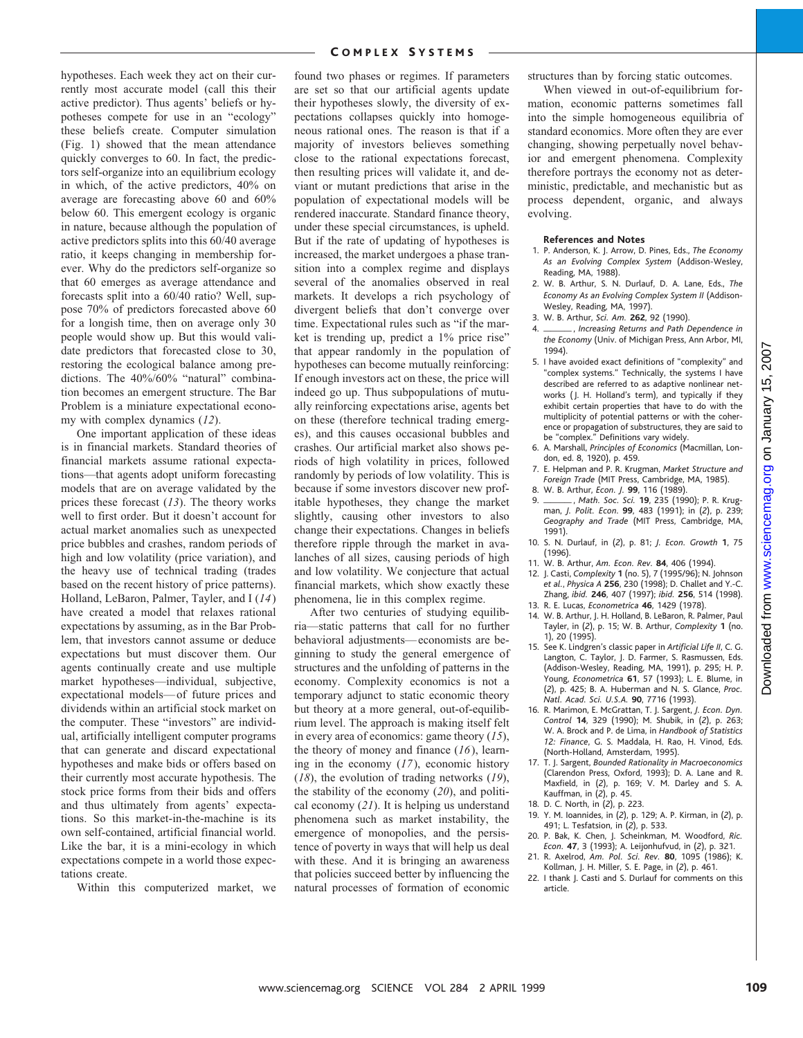hypotheses. Each week they act on their currently most accurate model (call this their active predictor). Thus agents' beliefs or hypotheses compete for use in an "ecology" these beliefs create. Computer simulation (Fig. 1) showed that the mean attendance quickly converges to 60. In fact, the predictors self-organize into an equilibrium ecology in which, of the active predictors, 40% on average are forecasting above 60 and 60% below 60. This emergent ecology is organic in nature, because although the population of active predictors splits into this 60/40 average ratio, it keeps changing in membership forever. Why do the predictors self-organize so that 60 emerges as average attendance and forecasts split into a 60/40 ratio? Well, suppose 70% of predictors forecasted above 60 for a longish time, then on average only 30 people would show up. But this would validate predictors that forecasted close to 30, restoring the ecological balance among predictions. The 40%/60% "natural" combination becomes an emergent structure. The Bar Problem is a miniature expectational economy with complex dynamics (*12*).

One important application of these ideas is in financial markets. Standard theories of financial markets assume rational expectations—that agents adopt uniform forecasting models that are on average validated by the prices these forecast (*13*). The theory works well to first order. But it doesn't account for actual market anomalies such as unexpected price bubbles and crashes, random periods of high and low volatility (price variation), and the heavy use of technical trading (trades based on the recent history of price patterns). Holland, LeBaron, Palmer, Tayler, and I (*14*) have created a model that relaxes rational expectations by assuming, as in the Bar Problem, that investors cannot assume or deduce expectations but must discover them. Our agents continually create and use multiple market hypotheses—individual, subjective, expectational models—of future prices and dividends within an artificial stock market on the computer. These "investors" are individual, artificially intelligent computer programs that can generate and discard expectational hypotheses and make bids or offers based on their currently most accurate hypothesis. The stock price forms from their bids and offers and thus ultimately from agents' expectations. So this market-in-the-machine is its own self-contained, artificial financial world. Like the bar, it is a mini-ecology in which expectations compete in a world those expectations create.

Within this computerized market, we found two phases or regimes. If parameters are set so that our artificial agents update their hypotheses slowly, the diversity of expectations collapses quickly into homogeneous rational ones. The reason is that if a majority of investors believes something close to the rational expectations forecast, then resulting prices will validate it, and deviant or mutant predictions that arise in the population of expectational models will be rendered inaccurate. Standard finance theory, under these special circumstances, is upheld. But if the rate of updating of hypotheses is increased, the market undergoes a phase transition into a complex regime and displays several of the anomalies observed in real markets. It develops a rich psychology of divergent beliefs that don't converge over time. Expectational rules such as "if the market is trending up, predict a 1% price rise" that appear randomly in the population of hypotheses can become mutually reinforcing: If enough investors act on these, the price will indeed go up. Thus subpopulations of mutually reinforcing expectations arise, agents bet on these (therefore technical trading emerges), and this causes occasional bubbles and crashes. Our artificial market also shows periods of high volatility in prices, followed randomly by periods of low volatility. This is because if some investors discover new profitable hypotheses, they change the market slightly, causing other investors to also change their expectations. Changes in beliefs therefore ripple through the market in avalanches of all sizes, causing periods of high and low volatility. We conjecture that actual financial markets, which show exactly these phenomena, lie in this complex regime.

After two centuries of studying equilibria—static patterns that call for no further behavioral adjustments—economists are beginning to study the general emergence of structures and the unfolding of patterns in the economy. Complexity economics is not a temporary adjunct to static economic theory but theory at a more general, out-of-equilibrium level. The approach is making itself felt in every area of economics: game theory (*15*), the theory of money and finance (*16*), learning in the economy (*17*), economic history (*18*), the evolution of trading networks (*19*), the stability of the economy (*20*), and political economy (*21*). It is helping us understand phenomena such as market instability, the emergence of monopolies, and the persistence of poverty in ways that will help us deal with these. And it is bringing an awareness that policies succeed better by influencing the natural processes of formation of economic structures than by forcing static outcomes.

When viewed in out-of-equilibrium formation, economic patterns sometimes fall into the simple homogeneous equilibria of standard economics. More often they are ever changing, showing perpetually novel behavior and emergent phenomena. Complexity therefore portrays the economy not as deterministic, predictable, and mechanistic but as process dependent, organic, and always evolving.

### References and Notes

1. P. Anderson, K. J. Arrow, D. Pines, Eds., *The Economy As an Evolving Complex System* (Addison-Wesley, Reading, MA, 1988).
2. W. B. Arthur, S. N. Durlauf, D. A. Lane, Eds., *The Economy As an Evolving Complex System II* (Addison-Wesley, Reading, MA, 1997).
3. W. B. Arthur, *Sci. Am.* **262**, 92 (1990).
4. ———, *Increasing Returns and Path Dependence in the Economy* (Univ. of Michigan Press, Ann Arbor, MI, 1994).
5. I have avoided exact definitions of "complexity" and "complex systems." Technically, the systems I have described are referred to as adaptive nonlinear networks (J. H. Holland's term), and typically if they exhibit certain properties that have to do with the multiplicity of potential patterns or with the coherence or propagation of substructures, they are said to be "complex." Definitions vary widely.
6. A. Marshall, *Principles of Economics* (Macmillan, London, ed. 8, 1920), p. 459.
7. E. Helpman and P. R. Krugman, *Market Structure and Foreign Trade* (MIT Press, Cambridge, MA, 1985).
8. W. B. Arthur, *Econ. J.* **99**, 116 (1989).
9. ———, *Math. Soc. Sci.* **19**, 235 (1990); P. R. Krugman, *J. Polit. Econ.* **99**, 483 (1991); in (*2*), p. 239; *Geography and Trade* (MIT Press, Cambridge, MA, 1991).
10. S. N. Durlauf, in (*2*), p. 81; *J. Econ. Growth* **1**, 75 (1996).
11. W. B. Arthur, *Am. Econ. Rev.* **84**, 406 (1994).
12. J. Casti, *Complexity* **1** (no. 5), 7 (1995/96); N. Johnson *et al.*, *Physica A* **256**, 230 (1998); D. Challet and Y.-C. Zhang, *ibid.* **246**, 407 (1997); *ibid.* **256**, 514 (1998).
13. R. E. Lucas, *Econometrica* **46**, 1429 (1978).
14. W. B. Arthur, J. H. Holland, B. LeBaron, R. Palmer, Paul Tayler, in (*2*), p. 15; W. B. Arthur, *Complexity* **1** (no. 1), 20 (1995).
15. See K. Lindgren's classic paper in *Artificial Life II*, C. G. Langton, C. Taylor, J. D. Farmer, S. Rasmussen, Eds. (Addison-Wesley, Reading, MA, 1991), p. 295; H. P. Young, *Econometrica* **61**, 57 (1993); L. E. Blume, in (*2*), p. 425; B. A. Huberman and N. S. Glance, *Proc. Natl. Acad. Sci. U.S.A.* **90**, 7716 (1993).
16. R. Marimon, E. McGrattan, T. J. Sargent, *J. Econ. Dyn. Control* **14**, 329 (1990); M. Shubik, in (*2*), p. 263; W. A. Brock and P. de Lima, in *Handbook of Statistics 12: Finance*, G. S. Maddala, H. Rao, H. Vinod, Eds. (North-Holland, Amsterdam, 1995).
17. T. J. Sargent, *Bounded Rationality in Macroeconomics* (Clarendon Press, Oxford, 1993); D. A. Lane and R. Maxfield, in (*2*), p. 169; V. M. Darley and S. A. Kauffman, in (*2*), p. 45.
18. D. C. North, in (*2*), p. 223.
19. Y. M. Ioannides, in (*2*), p. 129; A. P. Kirman, in (*2*), p. 491; L. Tesfatsion, in (*2*), p. 533.
20. P. Bak, K. Chen, J. Scheinkman, M. Woodford, *Ric. Econ.* **47**, 3 (1993); A. Leijonhufvud, in (*2*), p. 321.
21. R. Axelrod, *Am. Pol. Sci. Rev.* **80**, 1095 (1986); K. Kollman, J. H. Miller, S. E. Page, in (*2*), p. 461.
22. I thank J. Casti and S. Durlauf for comments on this article.